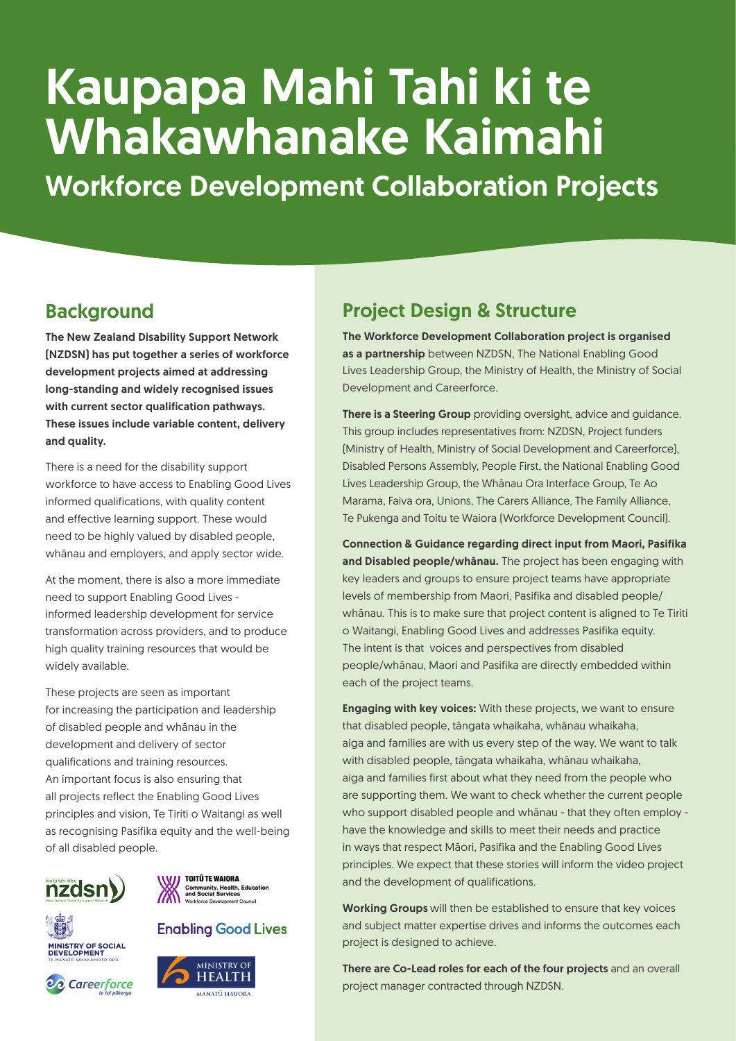# Kaupapa Mahi Tahi ki te Whakawhanake Kaimahi

## Workforce Development Collaboration Projects

## Background

**The New Zealand Disability Support Network (NZDSN) has put together a series of workforce development projects aimed at addressing long-standing and widely recognised issues with current sector qualification pathways. These issues include variable content, delivery and quality.**

There is a need for the disability support workforce to have access to Enabling Good Lives informed qualifications, with quality content and effective learning support. These would need to be highly valued by disabled people, whānau and employers, and apply sector wide.

At the moment, there is also a more immediate need to support Enabling Good Lives - informed leadership development for service transformation across providers, and to produce high quality training resources that would be widely available.

These projects are seen as important for increasing the participation and leadership of disabled people and whānau in the development and delivery of sector qualifications and training resources. An important focus is also ensuring that all projects reflect the Enabling Good Lives principles and vision, Te Tiriti o Waitangi as well as recognising Pasifika equity and the well-being of all disabled people.

## Project Design & Structure

**The Workforce Development Collaboration project is organised as a partnership** between NZDSN, The National Enabling Good Lives Leadership Group, the Ministry of Health, the Ministry of Social Development and Careerforce.

**There is a Steering Group** providing oversight, advice and guidance. This group includes representatives from: NZDSN, Project funders (Ministry of Health, Ministry of Social Development and Careerforce), Disabled Persons Assembly, People First, the National Enabling Good Lives Leadership Group, the Whānau Ora Interface Group, Te Ao Marama, Faiva ora, Unions, The Carers Alliance, The Family Alliance, Te Pukenga and Toitu te Waiora (Workforce Development Council).

**Connection & Guidance regarding direct input from Maori, Pasifika and Disabled people/whānau.** The project has been engaging with key leaders and groups to ensure project teams have appropriate levels of membership from Maori, Pasifika and disabled people/ whānau. This is to make sure that project content is aligned to Te Tiriti o Waitangi, Enabling Good Lives and addresses Pasifika equity. The intent is that voices and perspectives from disabled people/whānau, Maori and Pasifika are directly embedded within each of the project teams.

**Engaging with key voices:** With these projects, we want to ensure that disabled people, tāngata whaikaha, whānau whaikaha, aiga and families are with us every step of the way. We want to talk with disabled people, tāngata whaikaha, whānau whaikaha, aiga and families first about what they need from the people who are supporting them. We want to check whether the current people who support disabled people and whānau - that they often employ - have the knowledge and skills to meet their needs and practice in ways that respect Māori, Pasifika and the Enabling Good Lives principles. We expect that these stories will inform the video project and the development of qualifications.

**Working Groups** will then be established to ensure that key voices and subject matter expertise drives and informs the outcomes each project is designed to achieve.

**There are Co-Lead roles for each of the four projects** and an overall project manager contracted through NZDSN.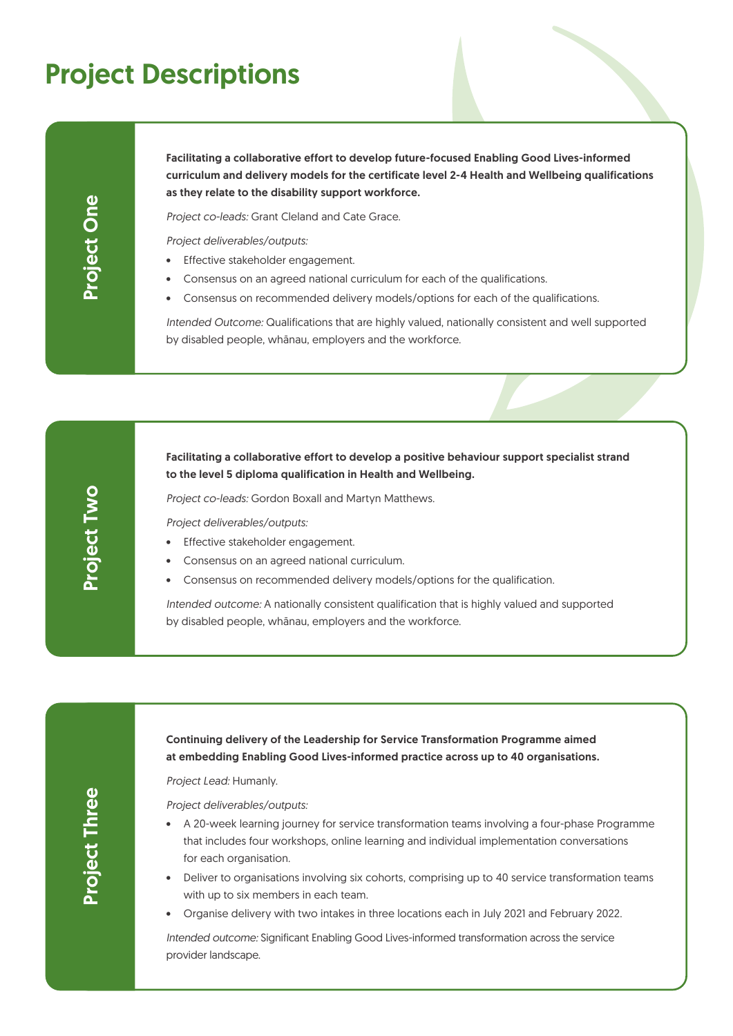# Project Descriptions

## Project One

**Facilitating a collaborative effort to develop future-focused Enabling Good Lives-informed curriculum and delivery models for the certificate level 2-4 Health and Wellbeing qualifications as they relate to the disability support workforce.**

*Project co-leads:* Grant Cleland and Cate Grace.

*Project deliverables/outputs:*

- Effective stakeholder engagement.
- Consensus on an agreed national curriculum for each of the qualifications.
- Consensus on recommended delivery models/options for each of the qualifications.

*Intended Outcome:* Qualifications that are highly valued, nationally consistent and well supported by disabled people, whānau, employers and the workforce.

## Project Two

**Facilitating a collaborative effort to develop a positive behaviour support specialist strand to the level 5 diploma qualification in Health and Wellbeing.**

*Project co-leads:* Gordon Boxall and Martyn Matthews.

*Project deliverables/outputs:*

- Effective stakeholder engagement.
- Consensus on an agreed national curriculum.
- Consensus on recommended delivery models/options for the qualification.

*Intended outcome:* A nationally consistent qualification that is highly valued and supported by disabled people, whānau, employers and the workforce.

## Project Three

**Continuing delivery of the Leadership for Service Transformation Programme aimed at embedding Enabling Good Lives-informed practice across up to 40 organisations.**

*Project Lead:* Humanly.

*Project deliverables/outputs:*

- A 20-week learning journey for service transformation teams involving a four-phase Programme that includes four workshops, online learning and individual implementation conversations for each organisation.
- Deliver to organisations involving six cohorts, comprising up to 40 service transformation teams with up to six members in each team.
- Organise delivery with two intakes in three locations each in July 2021 and February 2022.

*Intended outcome:* Significant Enabling Good Lives-informed transformation across the service provider landscape.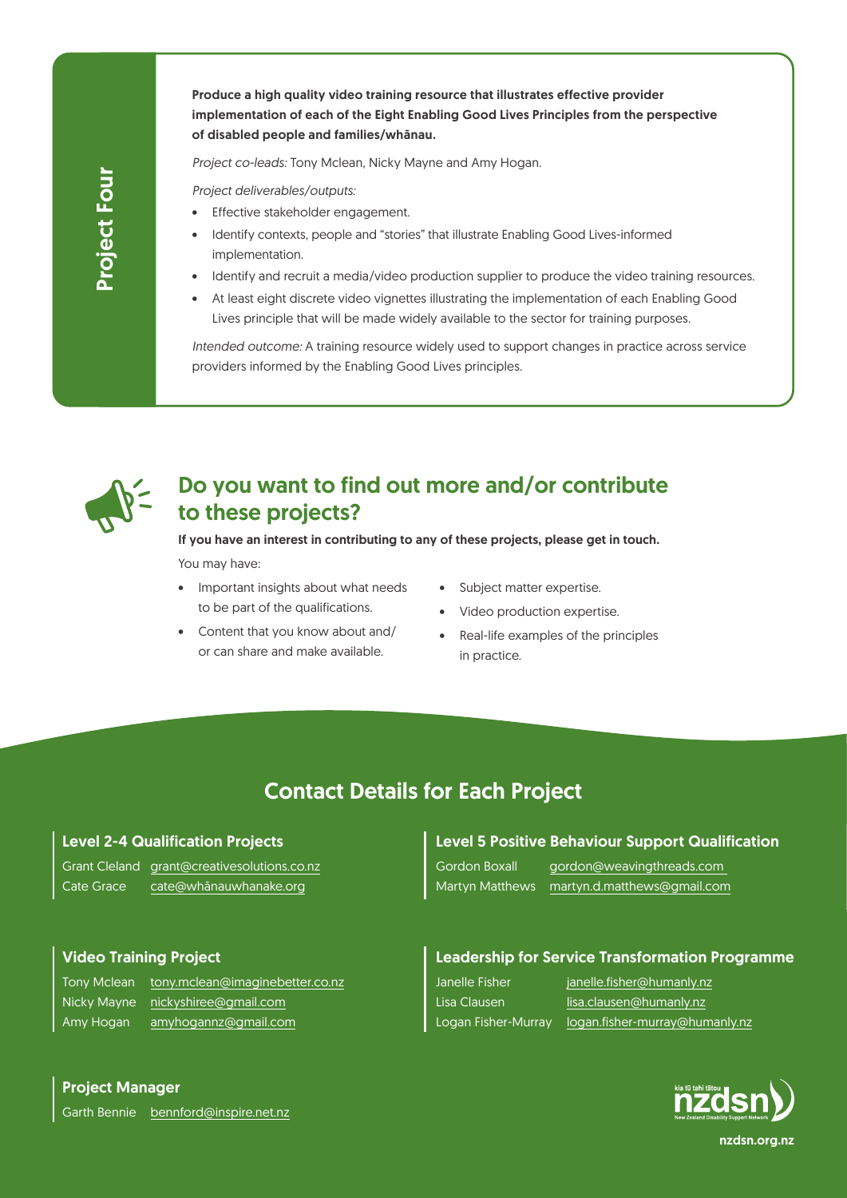## Project Four

**Produce a high quality video training resource that illustrates effective provider implementation of each of the Eight Enabling Good Lives Principles from the perspective of disabled people and families/whānau.**

*Project co-leads:* Tony Mclean, Nicky Mayne and Amy Hogan.

*Project deliverables/outputs:*

- Effective stakeholder engagement.
- Identify contexts, people and "stories" that illustrate Enabling Good Lives-informed implementation.
- Identify and recruit a media/video production supplier to produce the video training resources.
- At least eight discrete video vignettes illustrating the implementation of each Enabling Good Lives principle that will be made widely available to the sector for training purposes.

*Intended outcome:* A training resource widely used to support changes in practice across service providers informed by the Enabling Good Lives principles.

## Do you want to find out more and/or contribute to these projects?

**If you have an interest in contributing to any of these projects, please get in touch.**

You may have:

- Important insights about what needs to be part of the qualifications.
- Content that you know about and/or can share and make available.
- Subject matter expertise.
- Video production expertise.
- Real-life examples of the principles in practice.

## Contact Details for Each Project

### Level 2-4 Qualification Projects

Grant Cleland grant@creativesolutions.co.nz
Cate Grace cate@whānauwhanake.org

### Level 5 Positive Behaviour Support Qualification

Gordon Boxall gordon@weavingthreads.com
Martyn Matthews martyn.d.matthews@gmail.com

### Video Training Project

Tony Mclean tony.mclean@imaginebetter.co.nz
Nicky Mayne nickyshiree@gmail.com
Amy Hogan amyhogannz@gmail.com

### Leadership for Service Transformation Programme

Janelle Fisher janelle.fisher@humanly.nz
Lisa Clausen lisa.clausen@humanly.nz
Logan Fisher-Murray logan.fisher-murray@humanly.nz

### Project Manager

Garth Bennie bennford@inspire.net.nz

kia tū tahi tātou nzdsn New Zealand Disability Support Network

nzdsn.org.nz